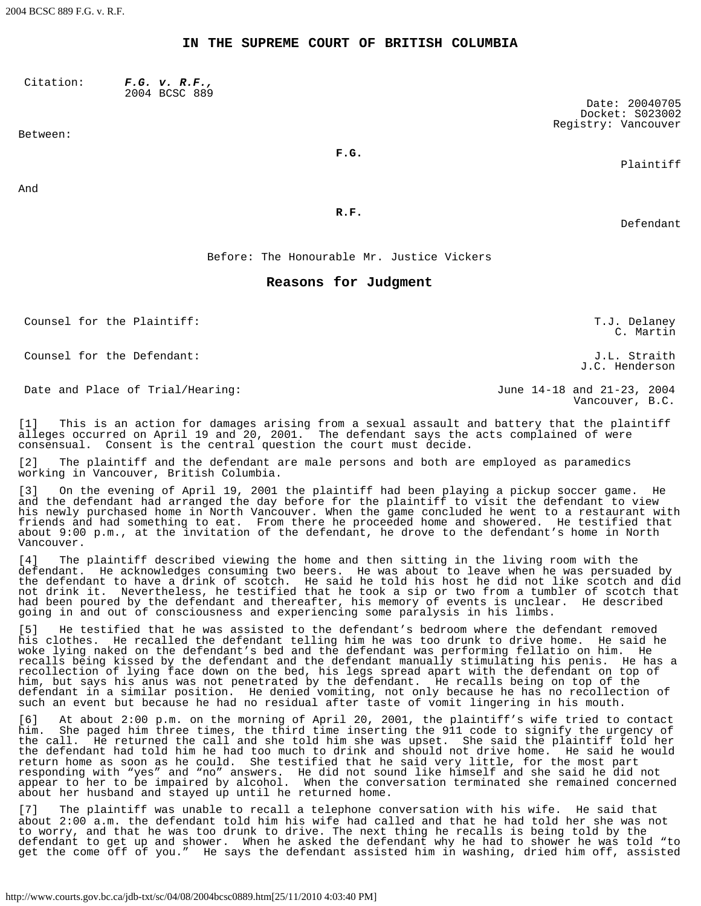# IN THE SUPREME COURT OF BRITISH COLUMBIA

Citation: ***F.G. v. R.F.,*** 2004 BCSC 889

Date: 20040705
Docket: S023002
Registry: Vancouver

Between:

**F.G.**

Plaintiff

And

**R.F.**

Defendant

Before: The Honourable Mr. Justice Vickers

## Reasons for Judgment

| | |
|---|---|
| Counsel for the Plaintiff: | T.J. Delaney<br>C. Martin |
| Counsel for the Defendant: | J.L. Straith<br>J.C. Henderson |
| Date and Place of Trial/Hearing: | June 14-18 and 21-23, 2004<br>Vancouver, B.C. |

[1] This is an action for damages arising from a sexual assault and battery that the plaintiff alleges occurred on April 19 and 20, 2001. The defendant says the acts complained of were consensual. Consent is the central question the court must decide.

[2] The plaintiff and the defendant are male persons and both are employed as paramedics working in Vancouver, British Columbia.

[3] On the evening of April 19, 2001 the plaintiff had been playing a pickup soccer game. He and the defendant had arranged the day before for the plaintiff to visit the defendant to view his newly purchased home in North Vancouver. When the game concluded he went to a restaurant with friends and had something to eat. From there he proceeded home and showered. He testified that about 9:00 p.m., at the invitation of the defendant, he drove to the defendant's home in North Vancouver.

[4] The plaintiff described viewing the home and then sitting in the living room with the defendant. He acknowledges consuming two beers. He was about to leave when he was persuaded by the defendant to have a drink of scotch. He said he told his host he did not like scotch and did not drink it. Nevertheless, he testified that he took a sip or two from a tumbler of scotch that had been poured by the defendant and thereafter, his memory of events is unclear. He described going in and out of consciousness and experiencing some paralysis in his limbs.

[5] He testified that he was assisted to the defendant's bedroom where the defendant removed his clothes. He recalled the defendant telling him he was too drunk to drive home. He said he woke lying naked on the defendant's bed and the defendant was performing fellatio on him. He recalls being kissed by the defendant and the defendant manually stimulating his penis. He has a recollection of lying face down on the bed, his legs spread apart with the defendant on top of him, but says his anus was not penetrated by the defendant. He recalls being on top of the defendant in a similar position. He denied vomiting, not only because he has no recollection of such an event but because he had no residual after taste of vomit lingering in his mouth.

[6] At about 2:00 p.m. on the morning of April 20, 2001, the plaintiff's wife tried to contact him. She paged him three times, the third time inserting the 911 code to signify the urgency of the call. He returned the call and she told him she was upset. She said the plaintiff told her the defendant had told him he had too much to drink and should not drive home. He said he would return home as soon as he could. She testified that he said very little, for the most part responding with "yes" and "no" answers. He did not sound like himself and she said he did not appear to her to be impaired by alcohol. When the conversation terminated she remained concerned about her husband and stayed up until he returned home.

[7] The plaintiff was unable to recall a telephone conversation with his wife. He said that about 2:00 a.m. the defendant told him his wife had called and that he had told her she was not to worry, and that he was too drunk to drive. The next thing he recalls is being told by the defendant to get up and shower. When he asked the defendant why he had to shower he was told "to get the come off of you." He says the defendant assisted him in washing, dried him off, assisted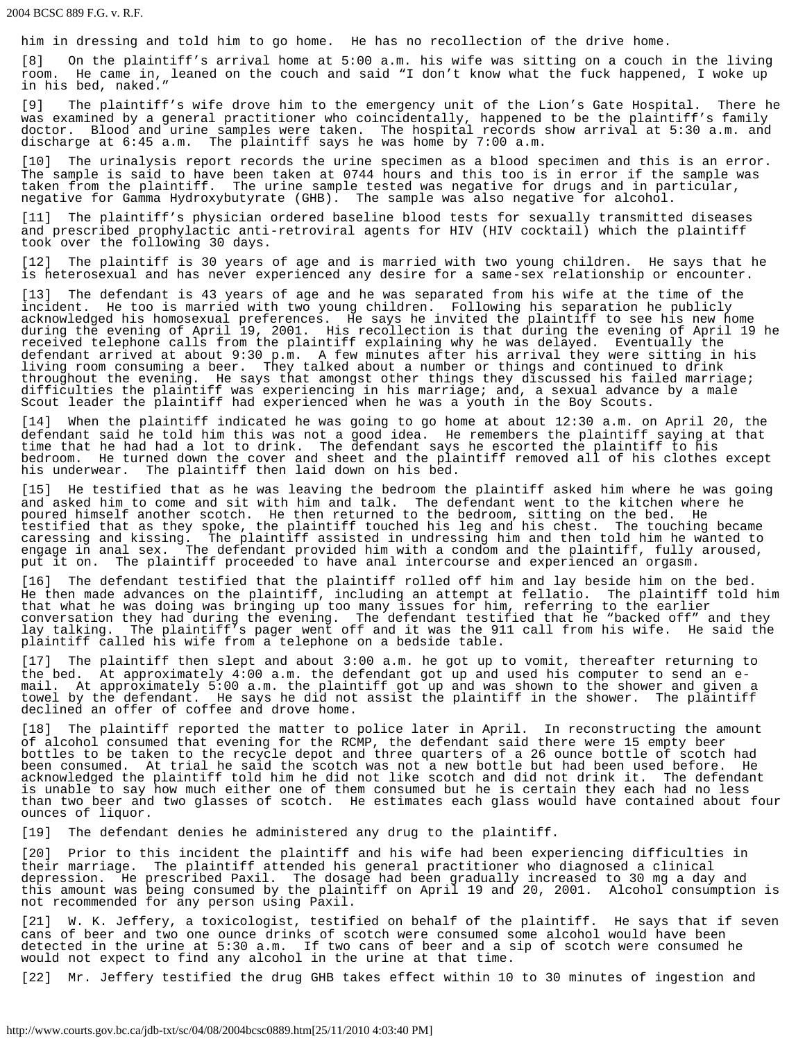him in dressing and told him to go home. He has no recollection of the drive home.

[8] On the plaintiff's arrival home at 5:00 a.m. his wife was sitting on a couch in the living room. He came in, leaned on the couch and said "I don't know what the fuck happened, I woke up in his bed, naked."

[9] The plaintiff's wife drove him to the emergency unit of the Lion's Gate Hospital. There he was examined by a general practitioner who coincidentally, happened to be the plaintiff's family doctor. Blood and urine samples were taken. The hospital records show arrival at 5:30 a.m. and discharge at 6:45 a.m. The plaintiff says he was home by 7:00 a.m.

[10] The urinalysis report records the urine specimen as a blood specimen and this is an error. The sample is said to have been taken at 0744 hours and this too is in error if the sample was taken from the plaintiff. The urine sample tested was negative for drugs and in particular, negative for Gamma Hydroxybutyrate (GHB). The sample was also negative for alcohol.

[11] The plaintiff's physician ordered baseline blood tests for sexually transmitted diseases and prescribed prophylactic anti-retroviral agents for HIV (HIV cocktail) which the plaintiff took over the following 30 days.

[12] The plaintiff is 30 years of age and is married with two young children. He says that he is heterosexual and has never experienced any desire for a same-sex relationship or encounter.

[13] The defendant is 43 years of age and he was separated from his wife at the time of the incident. He too is married with two young children. Following his separation he publicly acknowledged his homosexual preferences. He says he invited the plaintiff to see his new home during the evening of April 19, 2001. His recollection is that during the evening of April 19 he received telephone calls from the plaintiff explaining why he was delayed. Eventually the defendant arrived at about 9:30 p.m. A few minutes after his arrival they were sitting in his living room consuming a beer. They talked about a number or things and continued to drink throughout the evening. He says that amongst other things they discussed his failed marriage; difficulties the plaintiff was experiencing in his marriage; and, a sexual advance by a male Scout leader the plaintiff had experienced when he was a youth in the Boy Scouts.

[14] When the plaintiff indicated he was going to go home at about 12:30 a.m. on April 20, the defendant said he told him this was not a good idea. He remembers the plaintiff saying at that time that he had had a lot to drink. The defendant says he escorted the plaintiff to his bedroom. He turned down the cover and sheet and the plaintiff removed all of his clothes except his underwear. The plaintiff then laid down on his bed.

[15] He testified that as he was leaving the bedroom the plaintiff asked him where he was going and asked him to come and sit with him and talk. The defendant went to the kitchen where he poured himself another scotch. He then returned to the bedroom, sitting on the bed. He testified that as they spoke, the plaintiff touched his leg and his chest. The touching became caressing and kissing. The plaintiff assisted in undressing him and then told him he wanted to engage in anal sex. The defendant provided him with a condom and the plaintiff, fully aroused, put it on. The plaintiff proceeded to have anal intercourse and experienced an orgasm.

[16] The defendant testified that the plaintiff rolled off him and lay beside him on the bed. He then made advances on the plaintiff, including an attempt at fellatio. The plaintiff told him that what he was doing was bringing up too many issues for him, referring to the earlier conversation they had during the evening. The defendant testified that he "backed off" and they lay talking. The plaintiff's pager went off and it was the 911 call from his wife. He said the plaintiff called his wife from a telephone on a bedside table.

[17] The plaintiff then slept and about 3:00 a.m. he got up to vomit, thereafter returning to the bed. At approximately 4:00 a.m. the defendant got up and used his computer to send an e-mail. At approximately 5:00 a.m. the plaintiff got up and was shown to the shower and given a towel by the defendant. He says he did not assist the plaintiff in the shower. The plaintiff declined an offer of coffee and drove home.

[18] The plaintiff reported the matter to police later in April. In reconstructing the amount of alcohol consumed that evening for the RCMP, the defendant said there were 15 empty beer bottles to be taken to the recycle depot and three quarters of a 26 ounce bottle of scotch had been consumed. At trial he said the scotch was not a new bottle but had been used before. He acknowledged the plaintiff told him he did not like scotch and did not drink it. The defendant is unable to say how much either one of them consumed but he is certain they each had no less than two beer and two glasses of scotch. He estimates each glass would have contained about four ounces of liquor.

[19] The defendant denies he administered any drug to the plaintiff.

[20] Prior to this incident the plaintiff and his wife had been experiencing difficulties in their marriage. The plaintiff attended his general practitioner who diagnosed a clinical depression. He prescribed Paxil. The dosage had been gradually increased to 30 mg a day and this amount was being consumed by the plaintiff on April 19 and 20, 2001. Alcohol consumption is not recommended for any person using Paxil.

[21] W. K. Jeffery, a toxicologist, testified on behalf of the plaintiff. He says that if seven cans of beer and two one ounce drinks of scotch were consumed some alcohol would have been detected in the urine at 5:30 a.m. If two cans of beer and a sip of scotch were consumed he would not expect to find any alcohol in the urine at that time.

[22] Mr. Jeffery testified the drug GHB takes effect within 10 to 30 minutes of ingestion and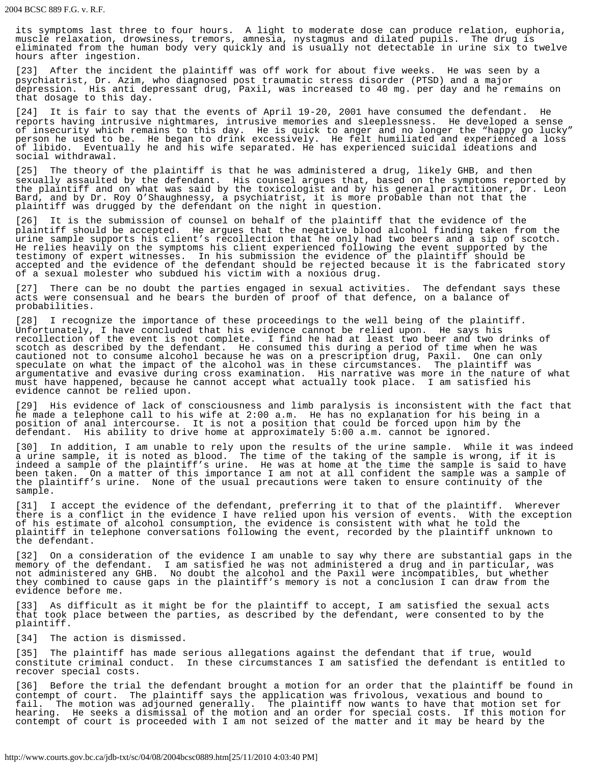its symptoms last three to four hours. A light to moderate dose can produce relation, euphoria, muscle relaxation, drowsiness, tremors, amnesia, nystagmus and dilated pupils. The drug is eliminated from the human body very quickly and is usually not detectable in urine six to twelve hours after ingestion.

[23] After the incident the plaintiff was off work for about five weeks. He was seen by a psychiatrist, Dr. Azim, who diagnosed post traumatic stress disorder (PTSD) and a major depression. His anti depressant drug, Paxil, was increased to 40 mg. per day and he remains on that dosage to this day.

[24] It is fair to say that the events of April 19-20, 2001 have consumed the defendant. He reports having intrusive nightmares, intrusive memories and sleeplessness. He developed a sense of insecurity which remains to this day. He is quick to anger and no longer the "happy go lucky" person he used to be. He began to drink excessively. He felt humiliated and experienced a loss of libido. Eventually he and his wife separated. He has experienced suicidal ideations and social withdrawal.

[25] The theory of the plaintiff is that he was administered a drug, likely GHB, and then sexually assaulted by the defendant. His counsel argues that, based on the symptoms reported by the plaintiff and on what was said by the toxicologist and by his general practitioner, Dr. Leon Bard, and by Dr. Roy O'Shaughnessy, a psychiatrist, it is more probable than not that the plaintiff was drugged by the defendant on the night in question.

[26] It is the submission of counsel on behalf of the plaintiff that the evidence of the plaintiff should be accepted. He argues that the negative blood alcohol finding taken from the urine sample supports his client's recollection that he only had two beers and a sip of scotch. He relies heavily on the symptoms his client experienced following the event supported by the testimony of expert witnesses. In his submission the evidence of the plaintiff should be accepted and the evidence of the defendant should be rejected because it is the fabricated story of a sexual molester who subdued his victim with a noxious drug.

[27] There can be no doubt the parties engaged in sexual activities. The defendant says these acts were consensual and he bears the burden of proof of that defence, on a balance of probabilities.

[28] I recognize the importance of these proceedings to the well being of the plaintiff. Unfortunately, I have concluded that his evidence cannot be relied upon. He says his recollection of the event is not complete. I find he had at least two beer and two drinks of scotch as described by the defendant. He consumed this during a period of time when he was cautioned not to consume alcohol because he was on a prescription drug, Paxil. One can only speculate on what the impact of the alcohol was in these circumstances. The plaintiff was argumentative and evasive during cross examination. His narrative was more in the nature of what must have happened, because he cannot accept what actually took place. I am satisfied his evidence cannot be relied upon.

[29] His evidence of lack of consciousness and limb paralysis is inconsistent with the fact that he made a telephone call to his wife at 2:00 a.m. He has no explanation for his being in a position of anal intercourse. It is not a position that could be forced upon him by the defendant. His ability to drive home at approximately 5:00 a.m. cannot be ignored.

[30] In addition, I am unable to rely upon the results of the urine sample. While it was indeed a urine sample, it is noted as blood. The time of the taking of the sample is wrong, if it is indeed a sample of the plaintiff's urine. He was at home at the time the sample is said to have been taken. On a matter of this importance I am not at all confident the sample was a sample of the plaintiff's urine. None of the usual precautions were taken to ensure continuity of the sample.

[31] I accept the evidence of the defendant, preferring it to that of the plaintiff. Wherever there is a conflict in the evidence I have relied upon his version of events. With the exception of his estimate of alcohol consumption, the evidence is consistent with what he told the plaintiff in telephone conversations following the event, recorded by the plaintiff unknown to the defendant.

[32] On a consideration of the evidence I am unable to say why there are substantial gaps in the memory of the defendant. I am satisfied he was not administered a drug and in particular, was not administered any GHB. No doubt the alcohol and the Paxil were incompatibles, but whether they combined to cause gaps in the plaintiff's memory is not a conclusion I can draw from the evidence before me.

[33] As difficult as it might be for the plaintiff to accept, I am satisfied the sexual acts that took place between the parties, as described by the defendant, were consented to by the plaintiff.

[34] The action is dismissed.

[35] The plaintiff has made serious allegations against the defendant that if true, would constitute criminal conduct. In these circumstances I am satisfied the defendant is entitled to recover special costs.

[36] Before the trial the defendant brought a motion for an order that the plaintiff be found in contempt of court. The plaintiff says the application was frivolous, vexatious and bound to fail. The motion was adjourned generally. The plaintiff now wants to have that motion set for hearing. He seeks a dismissal of the motion and an order for special costs. If this motion for contempt of court is proceeded with I am not seized of the matter and it may be heard by the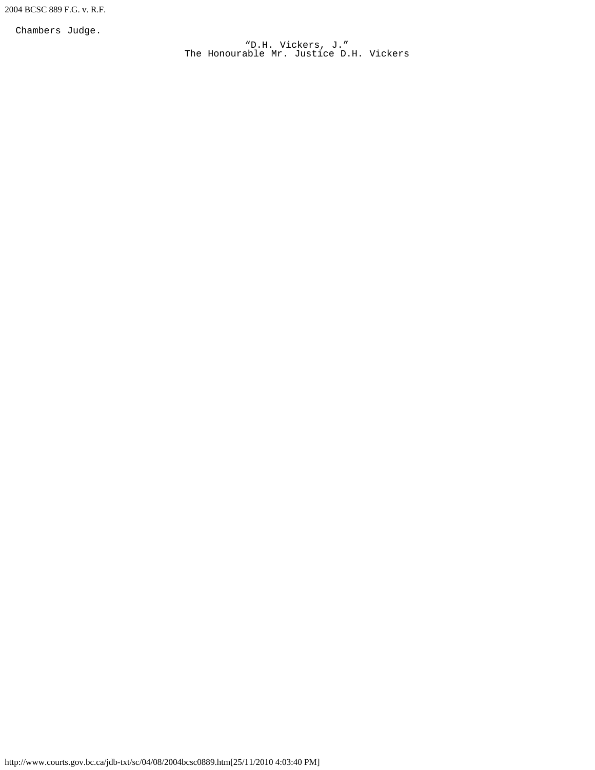Chambers Judge.

"D.H. Vickers, J."
The Honourable Mr. Justice D.H. Vickers